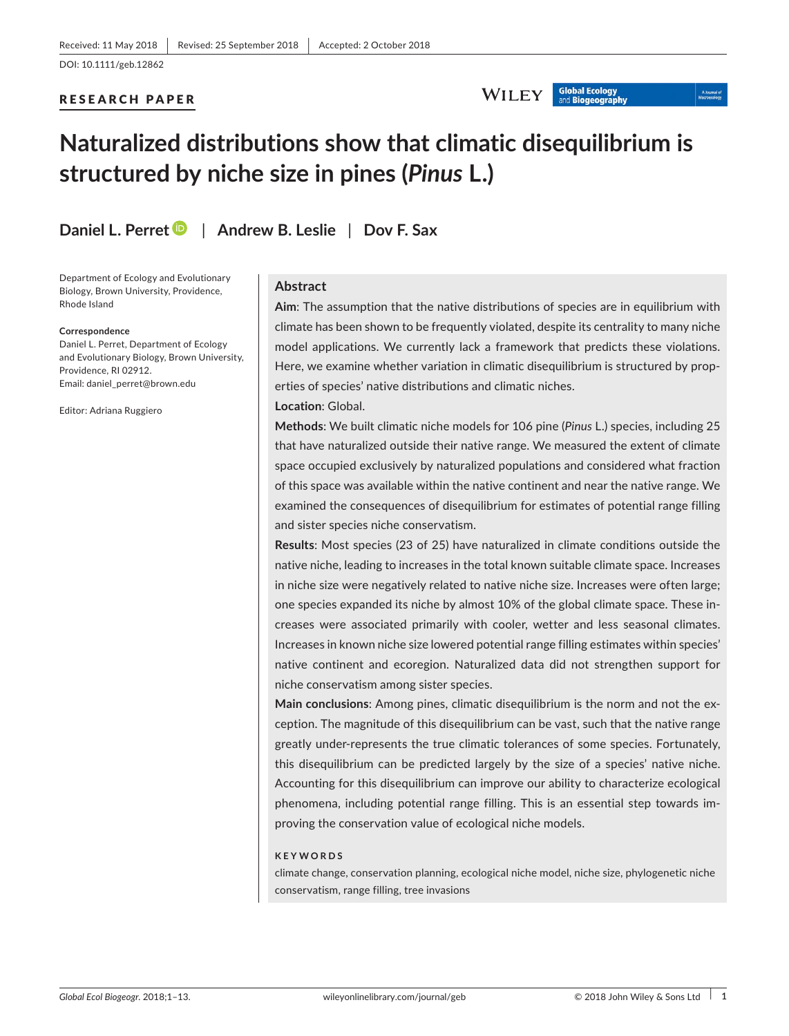Received: 11 May 2018 | Revised: 25 September 2018 | Accepted: 2 October 2018

DOI: 10.1111/geb.12862

RESEARCH PAPER

# Naturalized distributions show that climatic disequilibrium is structured by niche size in pines (*Pinus* L.)

**Daniel L. Perret** | **Andrew B. Leslie** | **Dov F. Sax**

Department of Ecology and Evolutionary Biology, Brown University, Providence, Rhode Island

**Correspondence**
Daniel L. Perret, Department of Ecology and Evolutionary Biology, Brown University, Providence, RI 02912.
Email: daniel_perret@brown.edu

Editor: Adriana Ruggiero

## Abstract

**Aim**: The assumption that the native distributions of species are in equilibrium with climate has been shown to be frequently violated, despite its centrality to many niche model applications. We currently lack a framework that predicts these violations. Here, we examine whether variation in climatic disequilibrium is structured by properties of species' native distributions and climatic niches.

**Location**: Global.

**Methods**: We built climatic niche models for 106 pine (*Pinus* L.) species, including 25 that have naturalized outside their native range. We measured the extent of climate space occupied exclusively by naturalized populations and considered what fraction of this space was available within the native continent and near the native range. We examined the consequences of disequilibrium for estimates of potential range filling and sister species niche conservatism.

**Results**: Most species (23 of 25) have naturalized in climate conditions outside the native niche, leading to increases in the total known suitable climate space. Increases in niche size were negatively related to native niche size. Increases were often large; one species expanded its niche by almost 10% of the global climate space. These increases were associated primarily with cooler, wetter and less seasonal climates. Increases in known niche size lowered potential range filling estimates within species' native continent and ecoregion. Naturalized data did not strengthen support for niche conservatism among sister species.

**Main conclusions**: Among pines, climatic disequilibrium is the norm and not the exception. The magnitude of this disequilibrium can be vast, such that the native range greatly under-represents the true climatic tolerances of some species. Fortunately, this disequilibrium can be predicted largely by the size of a species' native niche. Accounting for this disequilibrium can improve our ability to characterize ecological phenomena, including potential range filling. This is an essential step towards improving the conservation value of ecological niche models.

**KEYWORDS**

climate change, conservation planning, ecological niche model, niche size, phylogenetic niche conservatism, range filling, tree invasions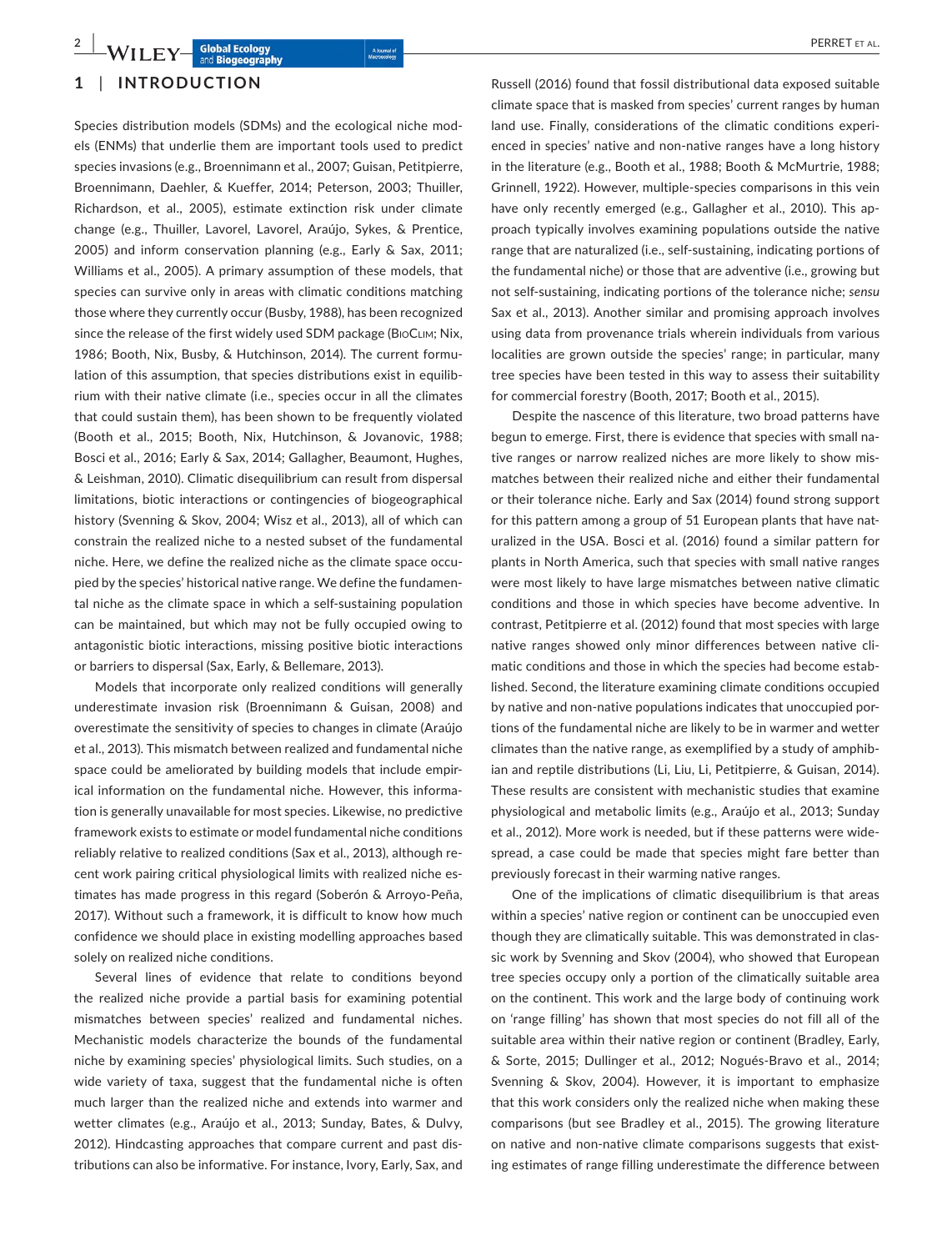## 1 | INTRODUCTION

Species distribution models (SDMs) and the ecological niche models (ENMs) that underlie them are important tools used to predict species invasions (e.g., Broennimann et al., 2007; Guisan, Petitpierre, Broennimann, Daehler, & Kueffer, 2014; Peterson, 2003; Thuiller, Richardson, et al., 2005), estimate extinction risk under climate change (e.g., Thuiller, Lavorel, Lavorel, Araújo, Sykes, & Prentice, 2005) and inform conservation planning (e.g., Early & Sax, 2011; Williams et al., 2005). A primary assumption of these models, that species can survive only in areas with climatic conditions matching those where they currently occur (Busby, 1988), has been recognized since the release of the first widely used SDM package (BioClim; Nix, 1986; Booth, Nix, Busby, & Hutchinson, 2014). The current formulation of this assumption, that species distributions exist in equilibrium with their native climate (i.e., species occur in all the climates that could sustain them), has been shown to be frequently violated (Booth et al., 2015; Booth, Nix, Hutchinson, & Jovanovic, 1988; Bosci et al., 2016; Early & Sax, 2014; Gallagher, Beaumont, Hughes, & Leishman, 2010). Climatic disequilibrium can result from dispersal limitations, biotic interactions or contingencies of biogeographical history (Svenning & Skov, 2004; Wisz et al., 2013), all of which can constrain the realized niche to a nested subset of the fundamental niche. Here, we define the realized niche as the climate space occupied by the species' historical native range. We define the fundamental niche as the climate space in which a self-sustaining population can be maintained, but which may not be fully occupied owing to antagonistic biotic interactions, missing positive biotic interactions or barriers to dispersal (Sax, Early, & Bellemare, 2013).

Models that incorporate only realized conditions will generally underestimate invasion risk (Broennimann & Guisan, 2008) and overestimate the sensitivity of species to changes in climate (Araújo et al., 2013). This mismatch between realized and fundamental niche space could be ameliorated by building models that include empirical information on the fundamental niche. However, this information is generally unavailable for most species. Likewise, no predictive framework exists to estimate or model fundamental niche conditions reliably relative to realized conditions (Sax et al., 2013), although recent work pairing critical physiological limits with realized niche estimates has made progress in this regard (Soberón & Arroyo-Peña, 2017). Without such a framework, it is difficult to know how much confidence we should place in existing modelling approaches based solely on realized niche conditions.

Several lines of evidence that relate to conditions beyond the realized niche provide a partial basis for examining potential mismatches between species' realized and fundamental niches. Mechanistic models characterize the bounds of the fundamental niche by examining species' physiological limits. Such studies, on a wide variety of taxa, suggest that the fundamental niche is often much larger than the realized niche and extends into warmer and wetter climates (e.g., Araújo et al., 2013; Sunday, Bates, & Dulvy, 2012). Hindcasting approaches that compare current and past distributions can also be informative. For instance, Ivory, Early, Sax, and Russell (2016) found that fossil distributional data exposed suitable climate space that is masked from species' current ranges by human land use. Finally, considerations of the climatic conditions experienced in species' native and non-native ranges have a long history in the literature (e.g., Booth et al., 1988; Booth & McMurtrie, 1988; Grinnell, 1922). However, multiple-species comparisons in this vein have only recently emerged (e.g., Gallagher et al., 2010). This approach typically involves examining populations outside the native range that are naturalized (i.e., self-sustaining, indicating portions of the fundamental niche) or those that are adventive (i.e., growing but not self-sustaining, indicating portions of the tolerance niche; *sensu* Sax et al., 2013). Another similar and promising approach involves using data from provenance trials wherein individuals from various localities are grown outside the species' range; in particular, many tree species have been tested in this way to assess their suitability for commercial forestry (Booth, 2017; Booth et al., 2015).

Despite the nascence of this literature, two broad patterns have begun to emerge. First, there is evidence that species with small native ranges or narrow realized niches are more likely to show mismatches between their realized niche and either their fundamental or their tolerance niche. Early and Sax (2014) found strong support for this pattern among a group of 51 European plants that have naturalized in the USA. Bosci et al. (2016) found a similar pattern for plants in North America, such that species with small native ranges were most likely to have large mismatches between native climatic conditions and those in which species have become adventive. In contrast, Petitpierre et al. (2012) found that most species with large native ranges showed only minor differences between native climatic conditions and those in which the species had become established. Second, the literature examining climate conditions occupied by native and non-native populations indicates that unoccupied portions of the fundamental niche are likely to be in warmer and wetter climates than the native range, as exemplified by a study of amphibian and reptile distributions (Li, Liu, Li, Petitpierre, & Guisan, 2014). These results are consistent with mechanistic studies that examine physiological and metabolic limits (e.g., Araújo et al., 2013; Sunday et al., 2012). More work is needed, but if these patterns were widespread, a case could be made that species might fare better than previously forecast in their warming native ranges.

One of the implications of climatic disequilibrium is that areas within a species' native region or continent can be unoccupied even though they are climatically suitable. This was demonstrated in classic work by Svenning and Skov (2004), who showed that European tree species occupy only a portion of the climatically suitable area on the continent. This work and the large body of continuing work on 'range filling' has shown that most species do not fill all of the suitable area within their native region or continent (Bradley, Early, & Sorte, 2015; Dullinger et al., 2012; Nogués-Bravo et al., 2014; Svenning & Skov, 2004). However, it is important to emphasize that this work considers only the realized niche when making these comparisons (but see Bradley et al., 2015). The growing literature on native and non-native climate comparisons suggests that existing estimates of range filling underestimate the difference between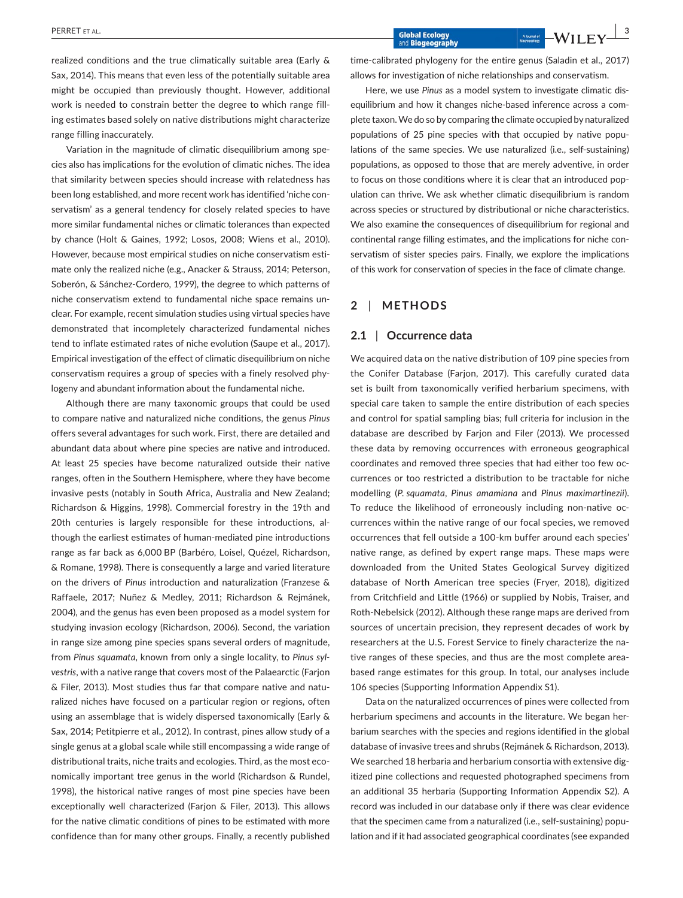realized conditions and the true climatically suitable area (Early & Sax, 2014). This means that even less of the potentially suitable area might be occupied than previously thought. However, additional work is needed to constrain better the degree to which range filling estimates based solely on native distributions might characterize range filling inaccurately.

Variation in the magnitude of climatic disequilibrium among species also has implications for the evolution of climatic niches. The idea that similarity between species should increase with relatedness has been long established, and more recent work has identified 'niche conservatism' as a general tendency for closely related species to have more similar fundamental niches or climatic tolerances than expected by chance (Holt & Gaines, 1992; Losos, 2008; Wiens et al., 2010). However, because most empirical studies on niche conservatism estimate only the realized niche (e.g., Anacker & Strauss, 2014; Peterson, Soberón, & Sánchez-Cordero, 1999), the degree to which patterns of niche conservatism extend to fundamental niche space remains unclear. For example, recent simulation studies using virtual species have demonstrated that incompletely characterized fundamental niches tend to inflate estimated rates of niche evolution (Saupe et al., 2017). Empirical investigation of the effect of climatic disequilibrium on niche conservatism requires a group of species with a finely resolved phylogeny and abundant information about the fundamental niche.

Although there are many taxonomic groups that could be used to compare native and naturalized niche conditions, the genus *Pinus* offers several advantages for such work. First, there are detailed and abundant data about where pine species are native and introduced. At least 25 species have become naturalized outside their native ranges, often in the Southern Hemisphere, where they have become invasive pests (notably in South Africa, Australia and New Zealand; Richardson & Higgins, 1998). Commercial forestry in the 19th and 20th centuries is largely responsible for these introductions, although the earliest estimates of human-mediated pine introductions range as far back as 6,000 BP (Barbéro, Loisel, Quézel, Richardson, & Romane, 1998). There is consequently a large and varied literature on the drivers of *Pinus* introduction and naturalization (Franzese & Raffaele, 2017; Nuñez & Medley, 2011; Richardson & Rejmánek, 2004), and the genus has even been proposed as a model system for studying invasion ecology (Richardson, 2006). Second, the variation in range size among pine species spans several orders of magnitude, from *Pinus squamata*, known from only a single locality, to *Pinus sylvestris*, with a native range that covers most of the Palaearctic (Farjon & Filer, 2013). Most studies thus far that compare native and naturalized niches have focused on a particular region or regions, often using an assemblage that is widely dispersed taxonomically (Early & Sax, 2014; Petitpierre et al., 2012). In contrast, pines allow study of a single genus at a global scale while still encompassing a wide range of distributional traits, niche traits and ecologies. Third, as the most economically important tree genus in the world (Richardson & Rundel, 1998), the historical native ranges of most pine species have been exceptionally well characterized (Farjon & Filer, 2013). This allows for the native climatic conditions of pines to be estimated with more confidence than for many other groups. Finally, a recently published time-calibrated phylogeny for the entire genus (Saladin et al., 2017) allows for investigation of niche relationships and conservatism.

Here, we use *Pinus* as a model system to investigate climatic disequilibrium and how it changes niche-based inference across a complete taxon. We do so by comparing the climate occupied by naturalized populations of 25 pine species with that occupied by native populations of the same species. We use naturalized (i.e., self-sustaining) populations, as opposed to those that are merely adventive, in order to focus on those conditions where it is clear that an introduced population can thrive. We ask whether climatic disequilibrium is random across species or structured by distributional or niche characteristics. We also examine the consequences of disequilibrium for regional and continental range filling estimates, and the implications for niche conservatism of sister species pairs. Finally, we explore the implications of this work for conservation of species in the face of climate change.

## 2 | METHODS

### 2.1 | Occurrence data

We acquired data on the native distribution of 109 pine species from the Conifer Database (Farjon, 2017). This carefully curated data set is built from taxonomically verified herbarium specimens, with special care taken to sample the entire distribution of each species and control for spatial sampling bias; full criteria for inclusion in the database are described by Farjon and Filer (2013). We processed these data by removing occurrences with erroneous geographical coordinates and removed three species that had either too few occurrences or too restricted a distribution to be tractable for niche modelling (*P. squamata*, *Pinus amamiana* and *Pinus maximartinezii*). To reduce the likelihood of erroneously including non-native occurrences within the native range of our focal species, we removed occurrences that fell outside a 100-km buffer around each species' native range, as defined by expert range maps. These maps were downloaded from the United States Geological Survey digitized database of North American tree species (Fryer, 2018), digitized from Critchfield and Little (1966) or supplied by Nobis, Traiser, and Roth-Nebelsick (2012). Although these range maps are derived from sources of uncertain precision, they represent decades of work by researchers at the U.S. Forest Service to finely characterize the native ranges of these species, and thus are the most complete area-based range estimates for this group. In total, our analyses include 106 species (Supporting Information Appendix S1).

Data on the naturalized occurrences of pines were collected from herbarium specimens and accounts in the literature. We began herbarium searches with the species and regions identified in the global database of invasive trees and shrubs (Rejmánek & Richardson, 2013). We searched 18 herbaria and herbarium consortia with extensive digitized pine collections and requested photographed specimens from an additional 35 herbaria (Supporting Information Appendix S2). A record was included in our database only if there was clear evidence that the specimen came from a naturalized (i.e., self-sustaining) population and if it had associated geographical coordinates (see expanded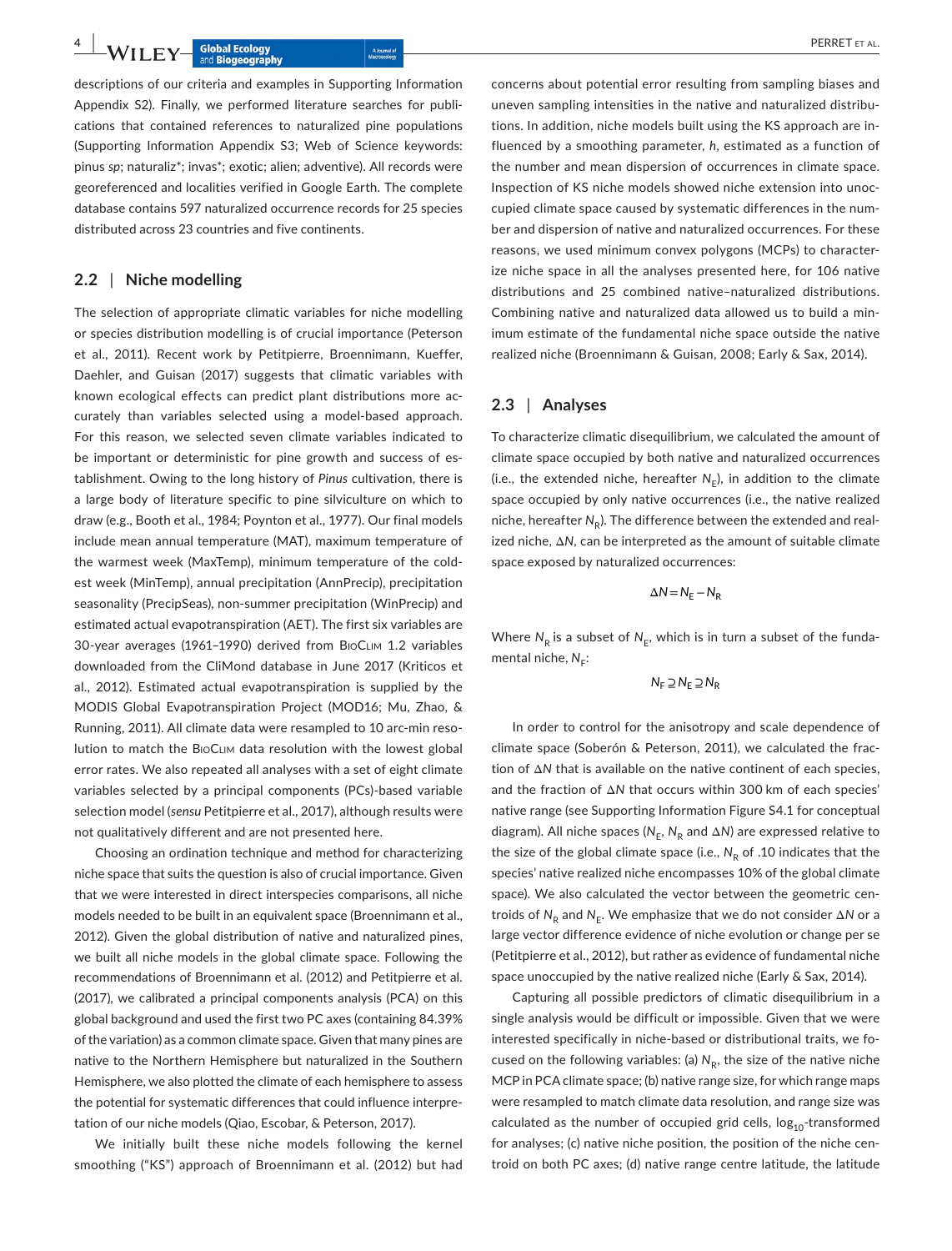descriptions of our criteria and examples in Supporting Information Appendix S2). Finally, we performed literature searches for publications that contained references to naturalized pine populations (Supporting Information Appendix S3; Web of Science keywords: pinus *sp*; naturaliz*; invas*; exotic; alien; adventive). All records were georeferenced and localities verified in Google Earth. The complete database contains 597 naturalized occurrence records for 25 species distributed across 23 countries and five continents.

## 2.2 | Niche modelling

The selection of appropriate climatic variables for niche modelling or species distribution modelling is of crucial importance (Peterson et al., 2011). Recent work by Petitpierre, Broennimann, Kueffer, Daehler, and Guisan (2017) suggests that climatic variables with known ecological effects can predict plant distributions more accurately than variables selected using a model-based approach. For this reason, we selected seven climate variables indicated to be important or deterministic for pine growth and success of establishment. Owing to the long history of *Pinus* cultivation, there is a large body of literature specific to pine silviculture on which to draw (e.g., Booth et al., 1984; Poynton et al., 1977). Our final models include mean annual temperature (MAT), maximum temperature of the warmest week (MaxTemp), minimum temperature of the coldest week (MinTemp), annual precipitation (AnnPrecip), precipitation seasonality (PrecipSeas), non-summer precipitation (WinPrecip) and estimated actual evapotranspiration (AET). The first six variables are 30-year averages (1961–1990) derived from BioClim 1.2 variables downloaded from the CliMond database in June 2017 (Kriticos et al., 2012). Estimated actual evapotranspiration is supplied by the MODIS Global Evapotranspiration Project (MOD16; Mu, Zhao, & Running, 2011). All climate data were resampled to 10 arc-min resolution to match the BioClim data resolution with the lowest global error rates. We also repeated all analyses with a set of eight climate variables selected by a principal components (PCs)-based variable selection model (*sensu* Petitpierre et al., 2017), although results were not qualitatively different and are not presented here.

Choosing an ordination technique and method for characterizing niche space that suits the question is also of crucial importance. Given that we were interested in direct interspecies comparisons, all niche models needed to be built in an equivalent space (Broennimann et al., 2012). Given the global distribution of native and naturalized pines, we built all niche models in the global climate space. Following the recommendations of Broennimann et al. (2012) and Petitpierre et al. (2017), we calibrated a principal components analysis (PCA) on this global background and used the first two PC axes (containing 84.39% of the variation) as a common climate space. Given that many pines are native to the Northern Hemisphere but naturalized in the Southern Hemisphere, we also plotted the climate of each hemisphere to assess the potential for systematic differences that could influence interpretation of our niche models (Qiao, Escobar, & Peterson, 2017).

We initially built these niche models following the kernel smoothing ("KS") approach of Broennimann et al. (2012) but had concerns about potential error resulting from sampling biases and uneven sampling intensities in the native and naturalized distributions. In addition, niche models built using the KS approach are influenced by a smoothing parameter, *h*, estimated as a function of the number and mean dispersion of occurrences in climate space. Inspection of KS niche models showed niche extension into unoccupied climate space caused by systematic differences in the number and dispersion of native and naturalized occurrences. For these reasons, we used minimum convex polygons (MCPs) to characterize niche space in all the analyses presented here, for 106 native distributions and 25 combined native–naturalized distributions. Combining native and naturalized data allowed us to build a minimum estimate of the fundamental niche space outside the native realized niche (Broennimann & Guisan, 2008; Early & Sax, 2014).

## 2.3 | Analyses

To characterize climatic disequilibrium, we calculated the amount of climate space occupied by both native and naturalized occurrences (i.e., the extended niche, hereafter $N_E$), in addition to the climate space occupied by only native occurrences (i.e., the native realized niche, hereafter $N_R$). The difference between the extended and realized niche, $\Delta N$, can be interpreted as the amount of suitable climate space exposed by naturalized occurrences:

$$\Delta N = N_E - N_R$$

Where $N_R$ is a subset of $N_E$, which is in turn a subset of the fundamental niche, $N_F$:

$$N_F \supseteq N_E \supseteq N_R$$

In order to control for the anisotropy and scale dependence of climate space (Soberón & Peterson, 2011), we calculated the fraction of $\Delta N$ that is available on the native continent of each species, and the fraction of $\Delta N$ that occurs within 300 km of each species' native range (see Supporting Information Figure S4.1 for conceptual diagram). All niche spaces ($N_E$, $N_R$ and $\Delta N$) are expressed relative to the size of the global climate space (i.e., $N_R$ of .10 indicates that the species' native realized niche encompasses 10% of the global climate space). We also calculated the vector between the geometric centroids of $N_R$ and $N_E$. We emphasize that we do not consider $\Delta N$ or a large vector difference evidence of niche evolution or change per se (Petitpierre et al., 2012), but rather as evidence of fundamental niche space unoccupied by the native realized niche (Early & Sax, 2014).

Capturing all possible predictors of climatic disequilibrium in a single analysis would be difficult or impossible. Given that we were interested specifically in niche-based or distributional traits, we focused on the following variables: (a) $N_R$, the size of the native niche MCP in PCA climate space; (b) native range size, for which range maps were resampled to match climate data resolution, and range size was calculated as the number of occupied grid cells, $\log_{10}$-transformed for analyses; (c) native niche position, the position of the niche centroid on both PC axes; (d) native range centre latitude, the latitude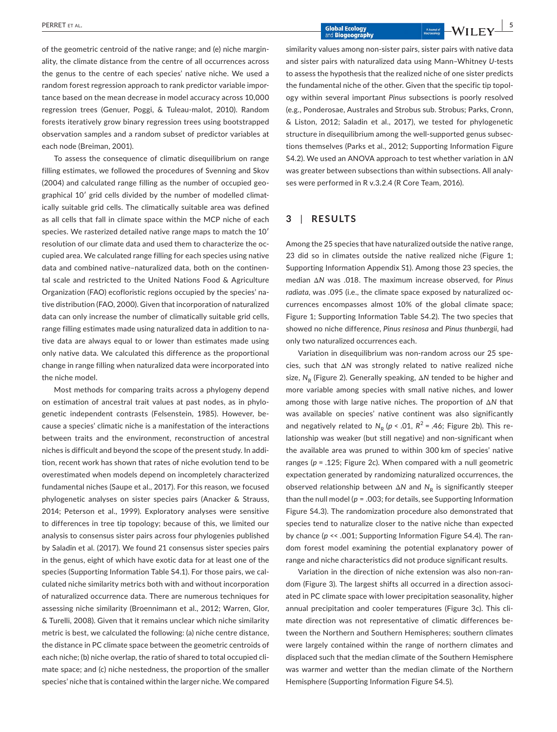of the geometric centroid of the native range; and (e) niche marginality, the climate distance from the centre of all occurrences across the genus to the centre of each species' native niche. We used a random forest regression approach to rank predictor variable importance based on the mean decrease in model accuracy across 10,000 regression trees (Genuer, Poggi, & Tuleau-malot, 2010). Random forests iteratively grow binary regression trees using bootstrapped observation samples and a random subset of predictor variables at each node (Breiman, 2001).

To assess the consequence of climatic disequilibrium on range filling estimates, we followed the procedures of Svenning and Skov (2004) and calculated range filling as the number of occupied geographical 10′ grid cells divided by the number of modelled climatically suitable grid cells. The climatically suitable area was defined as all cells that fall in climate space within the MCP niche of each species. We rasterized detailed native range maps to match the 10′ resolution of our climate data and used them to characterize the occupied area. We calculated range filling for each species using native data and combined native–naturalized data, both on the continental scale and restricted to the United Nations Food & Agriculture Organization (FAO) ecofloristic regions occupied by the species' native distribution (FAO, 2000). Given that incorporation of naturalized data can only increase the number of climatically suitable grid cells, range filling estimates made using naturalized data in addition to native data are always equal to or lower than estimates made using only native data. We calculated this difference as the proportional change in range filling when naturalized data were incorporated into the niche model.

Most methods for comparing traits across a phylogeny depend on estimation of ancestral trait values at past nodes, as in phylogenetic independent contrasts (Felsenstein, 1985). However, because a species' climatic niche is a manifestation of the interactions between traits and the environment, reconstruction of ancestral niches is difficult and beyond the scope of the present study. In addition, recent work has shown that rates of niche evolution tend to be overestimated when models depend on incompletely characterized fundamental niches (Saupe et al., 2017). For this reason, we focused phylogenetic analyses on sister species pairs (Anacker & Strauss, 2014; Peterson et al., 1999). Exploratory analyses were sensitive to differences in tree tip topology; because of this, we limited our analysis to consensus sister pairs across four phylogenies published by Saladin et al. (2017). We found 21 consensus sister species pairs in the genus, eight of which have exotic data for at least one of the species (Supporting Information Table S4.1). For those pairs, we calculated niche similarity metrics both with and without incorporation of naturalized occurrence data. There are numerous techniques for assessing niche similarity (Broennimann et al., 2012; Warren, Glor, & Turelli, 2008). Given that it remains unclear which niche similarity metric is best, we calculated the following: (a) niche centre distance, the distance in PC climate space between the geometric centroids of each niche; (b) niche overlap, the ratio of shared to total occupied climate space; and (c) niche nestedness, the proportion of the smaller species' niche that is contained within the larger niche. We compared similarity values among non-sister pairs, sister pairs with native data and sister pairs with naturalized data using Mann–Whitney *U*-tests to assess the hypothesis that the realized niche of one sister predicts the fundamental niche of the other. Given that the specific tip topology within several important *Pinus* subsections is poorly resolved (e.g., Ponderosae, Australes and Strobus sub. Strobus; Parks, Cronn, & Liston, 2012; Saladin et al., 2017), we tested for phylogenetic structure in disequilibrium among the well-supported genus subsections themselves (Parks et al., 2012; Supporting Information Figure S4.2). We used an ANOVA approach to test whether variation in $\Delta N$ was greater between subsections than within subsections. All analyses were performed in R v.3.2.4 (R Core Team, 2016).

## 3 | RESULTS

Among the 25 species that have naturalized outside the native range, 23 did so in climates outside the native realized niche (Figure 1; Supporting Information Appendix S1). Among those 23 species, the median $\Delta N$ was .018. The maximum increase observed, for *Pinus radiata*, was .095 (i.e., the climate space exposed by naturalized occurrences encompasses almost 10% of the global climate space; Figure 1; Supporting Information Table S4.2). The two species that showed no niche difference, *Pinus resinosa* and *Pinus thunbergii*, had only two naturalized occurrences each.

Variation in disequilibrium was non-random across our 25 species, such that $\Delta N$ was strongly related to native realized niche size, $N_R$ (Figure 2). Generally speaking, $\Delta N$ tended to be higher and more variable among species with small native niches, and lower among those with large native niches. The proportion of $\Delta N$ that was available on species' native continent was also significantly and negatively related to $N_R$ ($p < .01$, $R^2 = .46$; Figure 2b). This relationship was weaker (but still negative) and non-significant when the available area was pruned to within 300 km of species' native ranges ($p = .125$; Figure 2c). When compared with a null geometric expectation generated by randomizing naturalized occurrences, the observed relationship between $\Delta N$ and $N_R$ is significantly steeper than the null model ($p = .003$; for details, see Supporting Information Figure S4.3). The randomization procedure also demonstrated that species tend to naturalize closer to the native niche than expected by chance ($p << .001$; Supporting Information Figure S4.4). The random forest model examining the potential explanatory power of range and niche characteristics did not produce significant results.

Variation in the direction of niche extension was also non-random (Figure 3). The largest shifts all occurred in a direction associated in PC climate space with lower precipitation seasonality, higher annual precipitation and cooler temperatures (Figure 3c). This climate direction was not representative of climatic differences between the Northern and Southern Hemispheres; southern climates were largely contained within the range of northern climates and displaced such that the median climate of the Southern Hemisphere was warmer and wetter than the median climate of the Northern Hemisphere (Supporting Information Figure S4.5).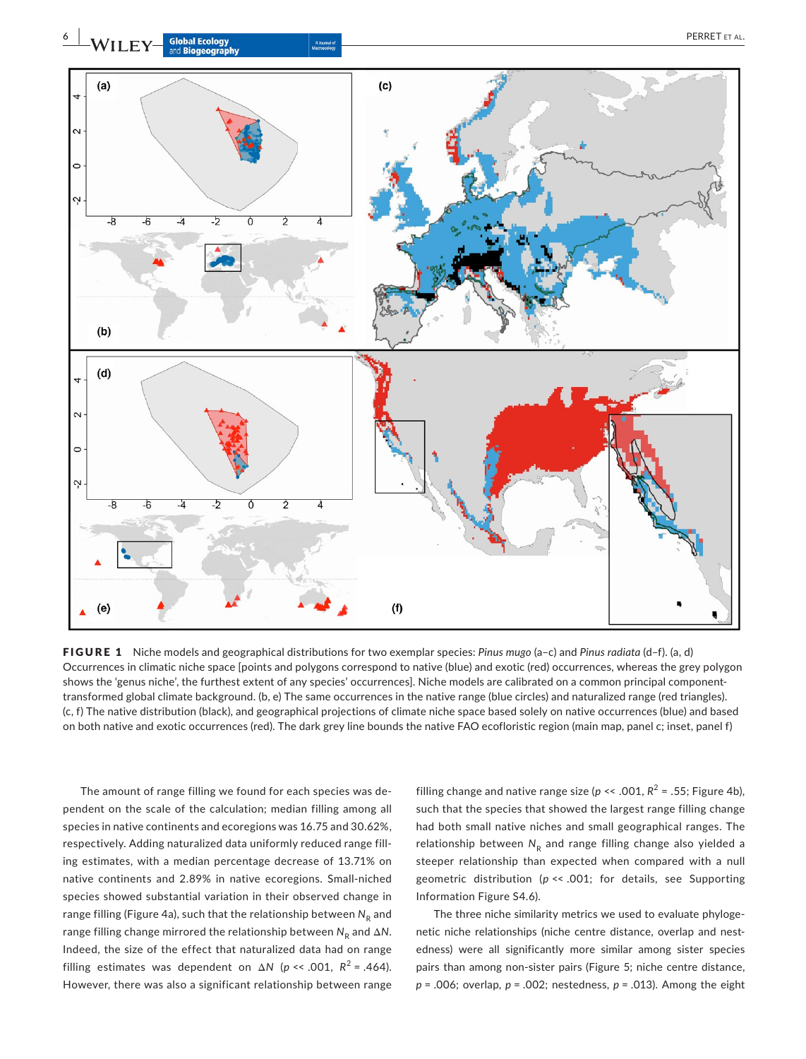**FIGURE 1** Niche models and geographical distributions for two exemplar species: *Pinus mugo* (a–c) and *Pinus radiata* (d–f). (a, d) Occurrences in climatic niche space [points and polygons correspond to native (blue) and exotic (red) occurrences, whereas the grey polygon shows the 'genus niche', the furthest extent of any species' occurrences]. Niche models are calibrated on a common principal component-transformed global climate background. (b, e) The same occurrences in the native range (blue circles) and naturalized range (red triangles). (c, f) The native distribution (black), and geographical projections of climate niche space based solely on native occurrences (blue) and based on both native and exotic occurrences (red). The dark grey line bounds the native FAO ecofloristic region (main map, panel c; inset, panel f)

The amount of range filling we found for each species was dependent on the scale of the calculation; median filling among all species in native continents and ecoregions was 16.75 and 30.62%, respectively. Adding naturalized data uniformly reduced range filling estimates, with a median percentage decrease of 13.71% on native continents and 2.89% in native ecoregions. Small-niched species showed substantial variation in their observed change in range filling (Figure 4a), such that the relationship between $N_R$ and range filling change mirrored the relationship between $N_R$ and $\Delta N$. Indeed, the size of the effect that naturalized data had on range filling estimates was dependent on $\Delta N$ ($p << .001$, $R^2 = .464$). However, there was also a significant relationship between range filling change and native range size ($p << .001$, $R^2 = .55$; Figure 4b), such that the species that showed the largest range filling change had both small native niches and small geographical ranges. The relationship between $N_R$ and range filling change also yielded a steeper relationship than expected when compared with a null geometric distribution ($p << .001$; for details, see Supporting Information Figure S4.6).

The three niche similarity metrics we used to evaluate phylogenetic niche relationships (niche centre distance, overlap and nestedness) were all significantly more similar among sister species pairs than among non-sister pairs (Figure 5; niche centre distance, $p = .006$; overlap, $p = .002$; nestedness, $p = .013$). Among the eight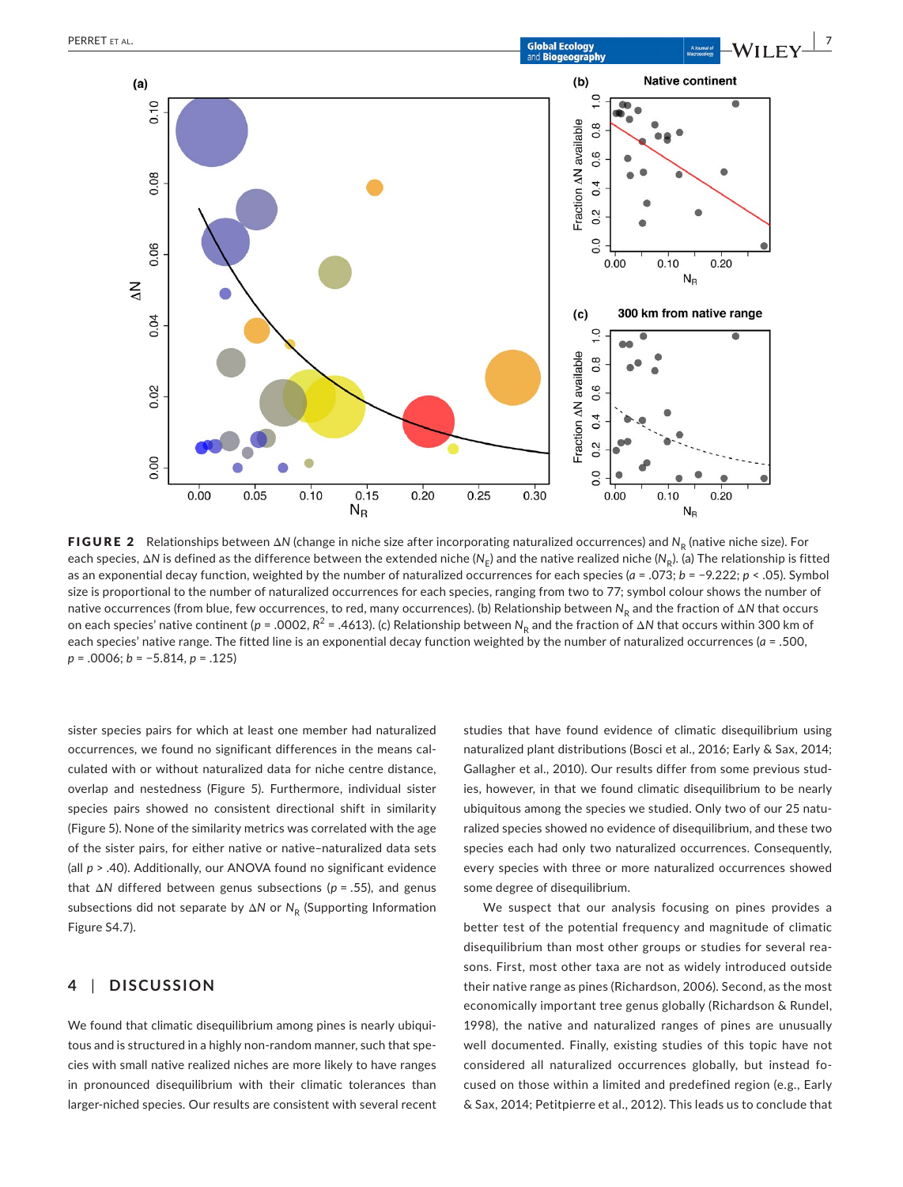**FIGURE 2** Relationships between $\Delta N$ (change in niche size after incorporating naturalized occurrences) and $N_R$ (native niche size). For each species, $\Delta N$ is defined as the difference between the extended niche ($N_E$) and the native realized niche ($N_R$). (a) The relationship is fitted as an exponential decay function, weighted by the number of naturalized occurrences for each species ($a = .073$; $b = -9.222$; $p < .05$). Symbol size is proportional to the number of naturalized occurrences for each species, ranging from two to 77; symbol colour shows the number of native occurrences (from blue, few occurrences, to red, many occurrences). (b) Relationship between $N_R$ and the fraction of $\Delta N$ that occurs on each species' native continent ($p = .0002$, $R^2 = .4613$). (c) Relationship between $N_R$ and the fraction of $\Delta N$ that occurs within 300 km of each species' native range. The fitted line is an exponential decay function weighted by the number of naturalized occurrences ($a = .500$, $p = .0006$; $b = -5.814$, $p = .125$)

sister species pairs for which at least one member had naturalized occurrences, we found no significant differences in the means calculated with or without naturalized data for niche centre distance, overlap and nestedness (Figure 5). Furthermore, individual sister species pairs showed no consistent directional shift in similarity (Figure 5). None of the similarity metrics was correlated with the age of the sister pairs, for either native or native–naturalized data sets (all $p > .40$). Additionally, our ANOVA found no significant evidence that $\Delta N$ differed between genus subsections ($p = .55$), and genus subsections did not separate by $\Delta N$ or $N_R$ (Supporting Information Figure S4.7).

## 4 | DISCUSSION

We found that climatic disequilibrium among pines is nearly ubiquitous and is structured in a highly non-random manner, such that species with small native realized niches are more likely to have ranges in pronounced disequilibrium with their climatic tolerances than larger-niched species. Our results are consistent with several recent studies that have found evidence of climatic disequilibrium using naturalized plant distributions (Bosci et al., 2016; Early & Sax, 2014; Gallagher et al., 2010). Our results differ from some previous studies, however, in that we found climatic disequilibrium to be nearly ubiquitous among the species we studied. Only two of our 25 naturalized species showed no evidence of disequilibrium, and these two species each had only two naturalized occurrences. Consequently, every species with three or more naturalized occurrences showed some degree of disequilibrium.

We suspect that our analysis focusing on pines provides a better test of the potential frequency and magnitude of climatic disequilibrium than most other groups or studies for several reasons. First, most other taxa are not as widely introduced outside their native range as pines (Richardson, 2006). Second, as the most economically important tree genus globally (Richardson & Rundel, 1998), the native and naturalized ranges of pines are unusually well documented. Finally, existing studies of this topic have not considered all naturalized occurrences globally, but instead focused on those within a limited and predefined region (e.g., Early & Sax, 2014; Petitpierre et al., 2012). This leads us to conclude that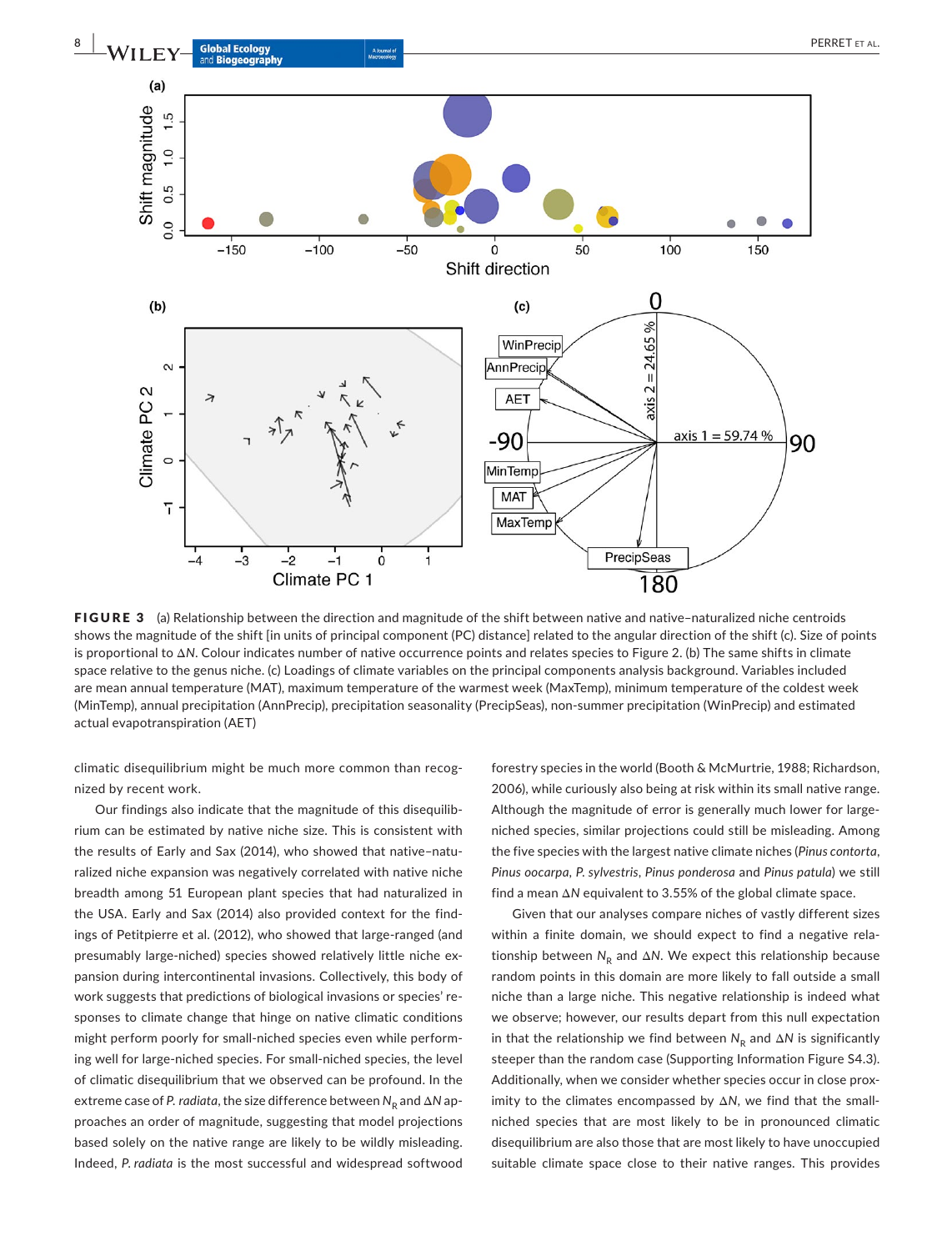**FIGURE 3** (a) Relationship between the direction and magnitude of the shift between native and native–naturalized niche centroids shows the magnitude of the shift [in units of principal component (PC) distance] related to the angular direction of the shift (c). Size of points is proportional to Δ*N*. Colour indicates number of native occurrence points and relates species to Figure 2. (b) The same shifts in climate space relative to the genus niche. (c) Loadings of climate variables on the principal components analysis background. Variables included are mean annual temperature (MAT), maximum temperature of the warmest week (MaxTemp), minimum temperature of the coldest week (MinTemp), annual precipitation (AnnPrecip), precipitation seasonality (PrecipSeas), non-summer precipitation (WinPrecip) and estimated actual evapotranspiration (AET)

climatic disequilibrium might be much more common than recognized by recent work.

Our findings also indicate that the magnitude of this disequilibrium can be estimated by native niche size. This is consistent with the results of Early and Sax (2014), who showed that native–naturalized niche expansion was negatively correlated with native niche breadth among 51 European plant species that had naturalized in the USA. Early and Sax (2014) also provided context for the findings of Petitpierre et al. (2012), who showed that large-ranged (and presumably large-niched) species showed relatively little niche expansion during intercontinental invasions. Collectively, this body of work suggests that predictions of biological invasions or species' responses to climate change that hinge on native climatic conditions might perform poorly for small-niched species even while performing well for large-niched species. For small-niched species, the level of climatic disequilibrium that we observed can be profound. In the extreme case of *P. radiata*, the size difference between $N_R$ and Δ*N* approaches an order of magnitude, suggesting that model projections based solely on the native range are likely to be wildly misleading. Indeed, *P. radiata* is the most successful and widespread softwood forestry species in the world (Booth & McMurtrie, 1988; Richardson, 2006), while curiously also being at risk within its small native range. Although the magnitude of error is generally much lower for large-niched species, similar projections could still be misleading. Among the five species with the largest native climate niches (*Pinus contorta*, *Pinus oocarpa*, *P. sylvestris*, *Pinus ponderosa* and *Pinus patula*) we still find a mean Δ*N* equivalent to 3.55% of the global climate space.

Given that our analyses compare niches of vastly different sizes within a finite domain, we should expect to find a negative relationship between $N_R$ and Δ*N*. We expect this relationship because random points in this domain are more likely to fall outside a small niche than a large niche. This negative relationship is indeed what we observe; however, our results depart from this null expectation in that the relationship we find between $N_R$ and Δ*N* is significantly steeper than the random case (Supporting Information Figure S4.3). Additionally, when we consider whether species occur in close proximity to the climates encompassed by Δ*N*, we find that the small-niched species that are most likely to be in pronounced climatic disequilibrium are also those that are most likely to have unoccupied suitable climate space close to their native ranges. This provides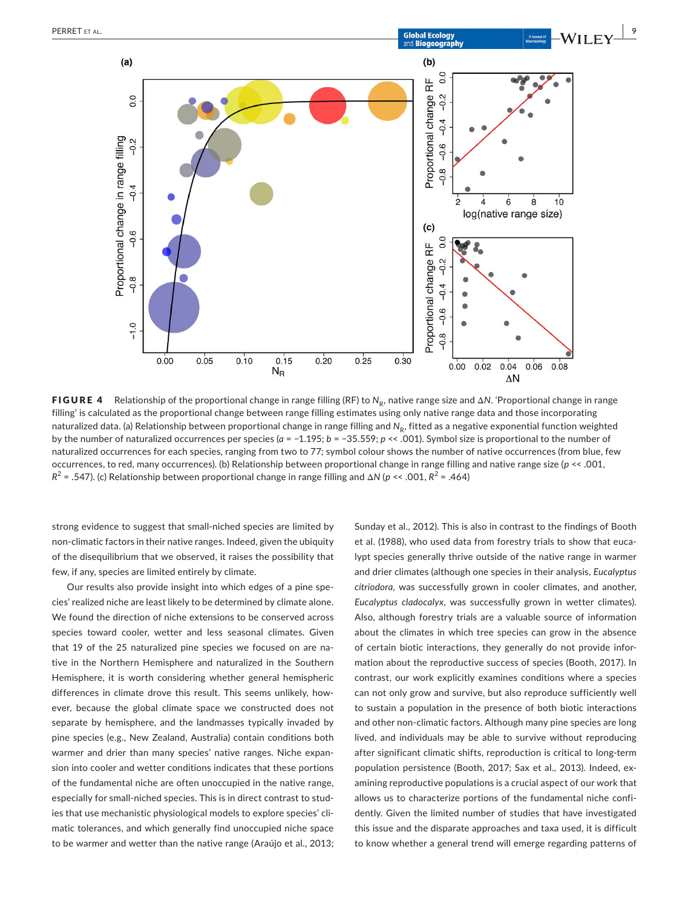**FIGURE 4** Relationship of the proportional change in range filling (RF) to $N_R$, native range size and $\Delta N$. 'Proportional change in range filling' is calculated as the proportional change between range filling estimates using only native range data and those incorporating naturalized data. (a) Relationship between proportional change in range filling and $N_R$, fitted as a negative exponential function weighted by the number of naturalized occurrences per species ($a = -1.195$; $b = -35.559$; $p << .001$). Symbol size is proportional to the number of naturalized occurrences for each species, ranging from two to 77; symbol colour shows the number of native occurrences (from blue, few occurrences, to red, many occurrences). (b) Relationship between proportional change in range filling and native range size ($p << .001$, $R^2 = .547$). (c) Relationship between proportional change in range filling and $\Delta N$ ($p << .001$, $R^2 = .464$)

strong evidence to suggest that small-niched species are limited by non-climatic factors in their native ranges. Indeed, given the ubiquity of the disequilibrium that we observed, it raises the possibility that few, if any, species are limited entirely by climate.

Our results also provide insight into which edges of a pine species' realized niche are least likely to be determined by climate alone. We found the direction of niche extensions to be conserved across species toward cooler, wetter and less seasonal climates. Given that 19 of the 25 naturalized pine species we focused on are native in the Northern Hemisphere and naturalized in the Southern Hemisphere, it is worth considering whether general hemispheric differences in climate drove this result. This seems unlikely, however, because the global climate space we constructed does not separate by hemisphere, and the landmasses typically invaded by pine species (e.g., New Zealand, Australia) contain conditions both warmer and drier than many species' native ranges. Niche expansion into cooler and wetter conditions indicates that these portions of the fundamental niche are often unoccupied in the native range, especially for small-niched species. This is in direct contrast to studies that use mechanistic physiological models to explore species' climatic tolerances, and which generally find unoccupied niche space to be warmer and wetter than the native range (Araújo et al., 2013; Sunday et al., 2012). This is also in contrast to the findings of Booth et al. (1988), who used data from forestry trials to show that eucalypt species generally thrive outside of the native range in warmer and drier climates (although one species in their analysis, *Eucalyptus citriodora*, was successfully grown in cooler climates, and another, *Eucalyptus cladocalyx*, was successfully grown in wetter climates). Also, although forestry trials are a valuable source of information about the climates in which tree species can grow in the absence of certain biotic interactions, they generally do not provide information about the reproductive success of species (Booth, 2017). In contrast, our work explicitly examines conditions where a species can not only grow and survive, but also reproduce sufficiently well to sustain a population in the presence of both biotic interactions and other non-climatic factors. Although many pine species are long lived, and individuals may be able to survive without reproducing after significant climatic shifts, reproduction is critical to long-term population persistence (Booth, 2017; Sax et al., 2013). Indeed, examining reproductive populations is a crucial aspect of our work that allows us to characterize portions of the fundamental niche confidently. Given the limited number of studies that have investigated this issue and the disparate approaches and taxa used, it is difficult to know whether a general trend will emerge regarding patterns of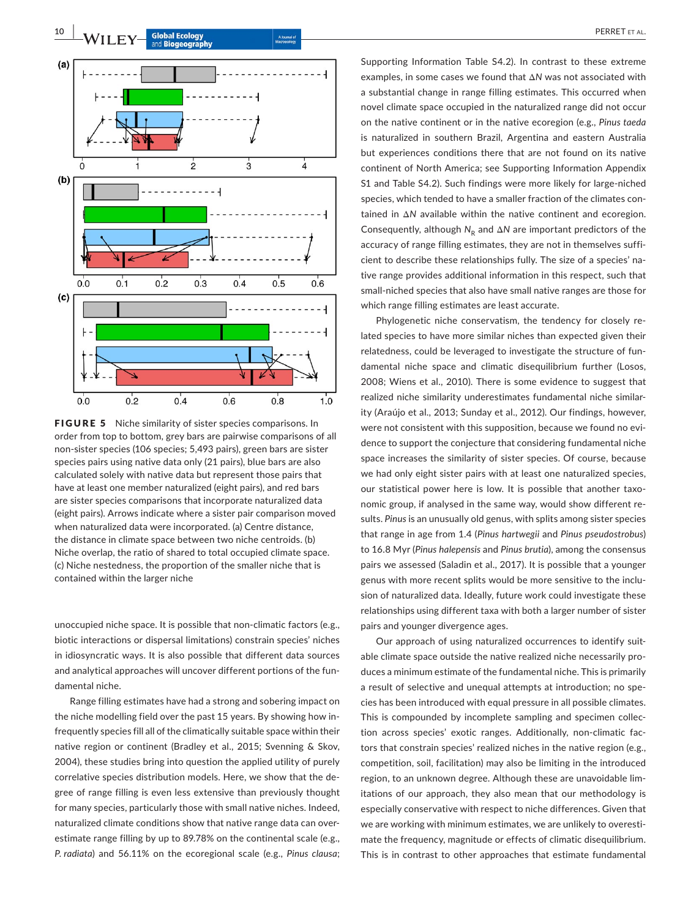**FIGURE 5** Niche similarity of sister species comparisons. In order from top to bottom, grey bars are pairwise comparisons of all non-sister species (106 species; 5,493 pairs), green bars are sister species pairs using native data only (21 pairs), blue bars are also calculated solely with native data but represent those pairs that have at least one member naturalized (eight pairs), and red bars are sister species comparisons that incorporate naturalized data (eight pairs). Arrows indicate where a sister pair comparison moved when naturalized data were incorporated. (a) Centre distance, the distance in climate space between two niche centroids. (b) Niche overlap, the ratio of shared to total occupied climate space. (c) Niche nestedness, the proportion of the smaller niche that is contained within the larger niche

unoccupied niche space. It is possible that non-climatic factors (e.g., biotic interactions or dispersal limitations) constrain species' niches in idiosyncratic ways. It is also possible that different data sources and analytical approaches will uncover different portions of the fundamental niche.

Range filling estimates have had a strong and sobering impact on the niche modelling field over the past 15 years. By showing how infrequently species fill all of the climatically suitable space within their native region or continent (Bradley et al., 2015; Svenning & Skov, 2004), these studies bring into question the applied utility of purely correlative species distribution models. Here, we show that the degree of range filling is even less extensive than previously thought for many species, particularly those with small native niches. Indeed, naturalized climate conditions show that native range data can overestimate range filling by up to 89.78% on the continental scale (e.g., *P. radiata*) and 56.11% on the ecoregional scale (e.g., *Pinus clausa*; Supporting Information Table S4.2). In contrast to these extreme examples, in some cases we found that $\Delta N$ was not associated with a substantial change in range filling estimates. This occurred when novel climate space occupied in the naturalized range did not occur on the native continent or in the native ecoregion (e.g., *Pinus taeda* is naturalized in southern Brazil, Argentina and eastern Australia but experiences conditions there that are not found on its native continent of North America; see Supporting Information Appendix S1 and Table S4.2). Such findings were more likely for large-niched species, which tended to have a smaller fraction of the climates contained in $\Delta N$ available within the native continent and ecoregion. Consequently, although $N_R$ and $\Delta N$ are important predictors of the accuracy of range filling estimates, they are not in themselves sufficient to describe these relationships fully. The size of a species' native range provides additional information in this respect, such that small-niched species that also have small native ranges are those for which range filling estimates are least accurate.

Phylogenetic niche conservatism, the tendency for closely related species to have more similar niches than expected given their relatedness, could be leveraged to investigate the structure of fundamental niche space and climatic disequilibrium further (Losos, 2008; Wiens et al., 2010). There is some evidence to suggest that realized niche similarity underestimates fundamental niche similarity (Araújo et al., 2013; Sunday et al., 2012). Our findings, however, were not consistent with this supposition, because we found no evidence to support the conjecture that considering fundamental niche space increases the similarity of sister species. Of course, because we had only eight sister pairs with at least one naturalized species, our statistical power here is low. It is possible that another taxonomic group, if analysed in the same way, would show different results. *Pinus* is an unusually old genus, with splits among sister species that range in age from 1.4 (*Pinus hartwegii* and *Pinus pseudostrobus*) to 16.8 Myr (*Pinus halepensis* and *Pinus brutia*), among the consensus pairs we assessed (Saladin et al., 2017). It is possible that a younger genus with more recent splits would be more sensitive to the inclusion of naturalized data. Ideally, future work could investigate these relationships using different taxa with both a larger number of sister pairs and younger divergence ages.

Our approach of using naturalized occurrences to identify suitable climate space outside the native realized niche necessarily produces a minimum estimate of the fundamental niche. This is primarily a result of selective and unequal attempts at introduction; no species has been introduced with equal pressure in all possible climates. This is compounded by incomplete sampling and specimen collection across species' exotic ranges. Additionally, non-climatic factors that constrain species' realized niches in the native region (e.g., competition, soil, facilitation) may also be limiting in the introduced region, to an unknown degree. Although these are unavoidable limitations of our approach, they also mean that our methodology is especially conservative with respect to niche differences. Given that we are working with minimum estimates, we are unlikely to overestimate the frequency, magnitude or effects of climatic disequilibrium. This is in contrast to other approaches that estimate fundamental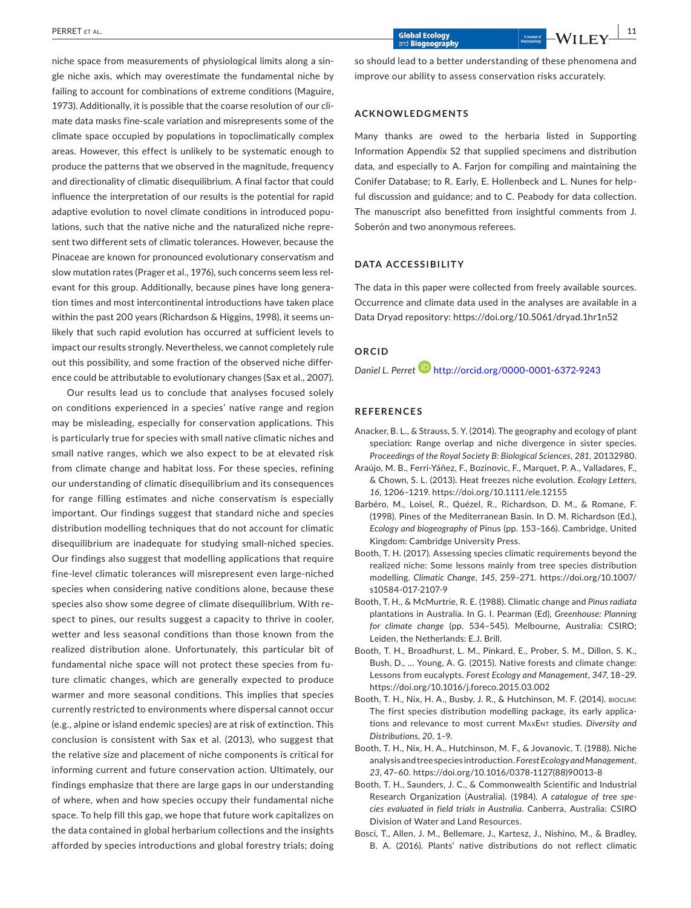niche space from measurements of physiological limits along a single niche axis, which may overestimate the fundamental niche by failing to account for combinations of extreme conditions (Maguire, 1973). Additionally, it is possible that the coarse resolution of our climate data masks fine-scale variation and misrepresents some of the climate space occupied by populations in topoclimatically complex areas. However, this effect is unlikely to be systematic enough to produce the patterns that we observed in the magnitude, frequency and directionality of climatic disequilibrium. A final factor that could influence the interpretation of our results is the potential for rapid adaptive evolution to novel climate conditions in introduced populations, such that the native niche and the naturalized niche represent two different sets of climatic tolerances. However, because the Pinaceae are known for pronounced evolutionary conservatism and slow mutation rates (Prager et al., 1976), such concerns seem less relevant for this group. Additionally, because pines have long generation times and most intercontinental introductions have taken place within the past 200 years (Richardson & Higgins, 1998), it seems unlikely that such rapid evolution has occurred at sufficient levels to impact our results strongly. Nevertheless, we cannot completely rule out this possibility, and some fraction of the observed niche difference could be attributable to evolutionary changes (Sax et al., 2007).

Our results lead us to conclude that analyses focused solely on conditions experienced in a species' native range and region may be misleading, especially for conservation applications. This is particularly true for species with small native climatic niches and small native ranges, which we also expect to be at elevated risk from climate change and habitat loss. For these species, refining our understanding of climatic disequilibrium and its consequences for range filling estimates and niche conservatism is especially important. Our findings suggest that standard niche and species distribution modelling techniques that do not account for climatic disequilibrium are inadequate for studying small-niched species. Our findings also suggest that modelling applications that require fine-level climatic tolerances will misrepresent even large-niched species when considering native conditions alone, because these species also show some degree of climate disequilibrium. With respect to pines, our results suggest a capacity to thrive in cooler, wetter and less seasonal conditions than those known from the realized distribution alone. Unfortunately, this particular bit of fundamental niche space will not protect these species from future climatic changes, which are generally expected to produce warmer and more seasonal conditions. This implies that species currently restricted to environments where dispersal cannot occur (e.g., alpine or island endemic species) are at risk of extinction. This conclusion is consistent with Sax et al. (2013), who suggest that the relative size and placement of niche components is critical for informing current and future conservation action. Ultimately, our findings emphasize that there are large gaps in our understanding of where, when and how species occupy their fundamental niche space. To help fill this gap, we hope that future work capitalizes on the data contained in global herbarium collections and the insights afforded by species introductions and global forestry trials; doing so should lead to a better understanding of these phenomena and improve our ability to assess conservation risks accurately.

## ACKNOWLEDGMENTS

Many thanks are owed to the herbaria listed in Supporting Information Appendix S2 that supplied specimens and distribution data, and especially to A. Farjon for compiling and maintaining the Conifer Database; to R. Early, E. Hollenbeck and L. Nunes for helpful discussion and guidance; and to C. Peabody for data collection. The manuscript also benefitted from insightful comments from J. Soberón and two anonymous referees.

## DATA ACCESSIBILITY

The data in this paper were collected from freely available sources. Occurrence and climate data used in the analyses are available in a Data Dryad repository: https://doi.org/10.5061/dryad.1hr1n52

## ORCID

*Daniel L. Perret* http://orcid.org/0000-0001-6372-9243

## REFERENCES

Anacker, B. L., & Strauss, S. Y. (2014). The geography and ecology of plant speciation: Range overlap and niche divergence in sister species. *Proceedings of the Royal Society B: Biological Sciences*, *281*, 20132980.

Araújo, M. B., Ferri-Yáñez, F., Bozinovic, F., Marquet, P. A., Valladares, F., & Chown, S. L. (2013). Heat freezes niche evolution. *Ecology Letters*, *16*, 1206–1219. https://doi.org/10.1111/ele.12155

Barbéro, M., Loisel, R., Quézel, R., Richardson, D. M., & Romane, F. (1998). Pines of the Mediterranean Basin. In D. M. Richardson (Ed.), *Ecology and biogeography of* Pinus (pp. 153–166). Cambridge, United Kingdom: Cambridge University Press.

Booth, T. H. (2017). Assessing species climatic requirements beyond the realized niche: Some lessons mainly from tree species distribution modelling. *Climatic Change*, *145*, 259–271. https://doi.org/10.1007/s10584-017-2107-9

Booth, T. H., & McMurtrie, R. E. (1988). Climatic change and *Pinus radiata* plantations in Australia. In G. I. Pearman (Ed), *Greenhouse: Planning for climate change* (pp. 534–545). Melbourne, Australia: CSIRO; Leiden, the Netherlands: E.J. Brill.

Booth, T. H., Broadhurst, L. M., Pinkard, E., Prober, S. M., Dillon, S. K., Bush, D., … Young, A. G. (2015). Native forests and climate change: Lessons from eucalypts. *Forest Ecology and Management*, *347*, 18–29. https://doi.org/10.1016/j.foreco.2015.03.002

Booth, T. H., Nix, H. A., Busby, J. R., & Hutchinson, M. F. (2014). BIOCLIM: The first species distribution modelling package, its early applications and relevance to most current MAXENT studies. *Diversity and Distributions*, *20*, 1–9.

Booth, T. H., Nix, H. A., Hutchinson, M. F., & Jovanovic, T. (1988). Niche analysis and tree species introduction. *Forest Ecology and Management*, *23*, 47–60. https://doi.org/10.1016/0378-1127(88)90013-8

Booth, T. H., Saunders, J. C., & Commonwealth Scientific and Industrial Research Organization (Australia). (1984). *A catalogue of tree species evaluated in field trials in Australia*. Canberra, Australia: CSIRO Division of Water and Land Resources.

Bosci, T., Allen, J. M., Bellemare, J., Kartesz, J., Nishino, M., & Bradley, B. A. (2016). Plants' native distributions do not reflect climatic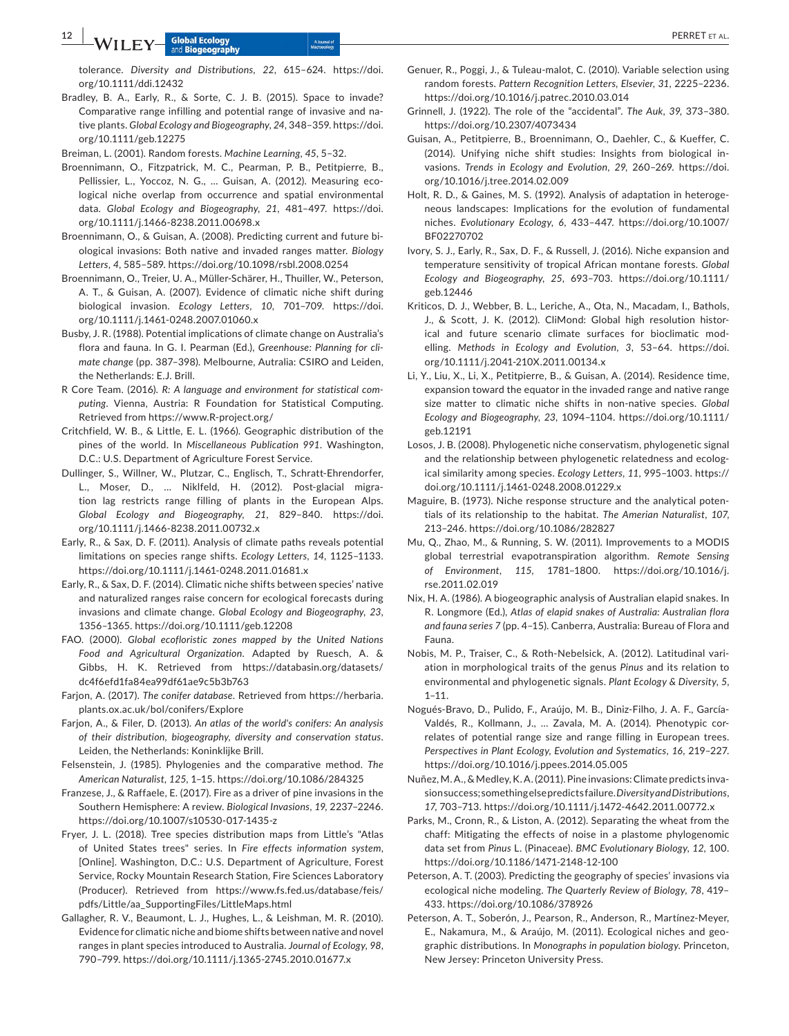tolerance. *Diversity and Distributions*, *22*, 615–624. https://doi.org/10.1111/ddi.12432

Bradley, B. A., Early, R., & Sorte, C. J. B. (2015). Space to invade? Comparative range infilling and potential range of invasive and native plants. *Global Ecology and Biogeography*, *24*, 348–359. https://doi.org/10.1111/geb.12275

Breiman, L. (2001). Random forests. *Machine Learning*, *45*, 5–32.

Broennimann, O., Fitzpatrick, M. C., Pearman, P. B., Petitpierre, B., Pellissier, L., Yoccoz, N. G., … Guisan, A. (2012). Measuring ecological niche overlap from occurrence and spatial environmental data. *Global Ecology and Biogeography*, *21*, 481–497. https://doi.org/10.1111/j.1466-8238.2011.00698.x

Broennimann, O., & Guisan, A. (2008). Predicting current and future biological invasions: Both native and invaded ranges matter. *Biology Letters*, *4*, 585–589. https://doi.org/10.1098/rsbl.2008.0254

Broennimann, O., Treier, U. A., Müller-Schärer, H., Thuiller, W., Peterson, A. T., & Guisan, A. (2007). Evidence of climatic niche shift during biological invasion. *Ecology Letters*, *10*, 701–709. https://doi.org/10.1111/j.1461-0248.2007.01060.x

Busby, J. R. (1988). Potential implications of climate change on Australia's flora and fauna. In G. I. Pearman (Ed.), *Greenhouse: Planning for climate change* (pp. 387–398). Melbourne, Autralia: CSIRO and Leiden, the Netherlands: E.J. Brill.

R Core Team. (2016). *R: A language and environment for statistical computing*. Vienna, Austria: R Foundation for Statistical Computing. Retrieved from https://www.R-project.org/

Critchfield, W. B., & Little, E. L. (1966). Geographic distribution of the pines of the world. In *Miscellaneous Publication 991*. Washington, D.C.: U.S. Department of Agriculture Forest Service.

Dullinger, S., Willner, W., Plutzar, C., Englisch, T., Schratt-Ehrendorfer, L., Moser, D., … Niklfeld, H. (2012). Post-glacial migration lag restricts range filling of plants in the European Alps. *Global Ecology and Biogeography*, *21*, 829–840. https://doi.org/10.1111/j.1466-8238.2011.00732.x

Early, R., & Sax, D. F. (2011). Analysis of climate paths reveals potential limitations on species range shifts. *Ecology Letters*, *14*, 1125–1133. https://doi.org/10.1111/j.1461-0248.2011.01681.x

Early, R., & Sax, D. F. (2014). Climatic niche shifts between species' native and naturalized ranges raise concern for ecological forecasts during invasions and climate change. *Global Ecology and Biogeography*, *23*, 1356–1365. https://doi.org/10.1111/geb.12208

FAO. (2000). *Global ecofloristic zones mapped by the United Nations Food and Agricultural Organization*. Adapted by Ruesch, A. & Gibbs, H. K. Retrieved from https://databasin.org/datasets/dc4f6efd1fa84ea99df61ae9c5b3b763

Farjon, A. (2017). *The conifer database*. Retrieved from https://herbaria.plants.ox.ac.uk/bol/conifers/Explore

Farjon, A., & Filer, D. (2013). *An atlas of the world's conifers: An analysis of their distribution, biogeography, diversity and conservation status*. Leiden, the Netherlands: Koninklijke Brill.

Felsenstein, J. (1985). Phylogenies and the comparative method. *The American Naturalist*, *125*, 1–15. https://doi.org/10.1086/284325

Franzese, J., & Raffaele, E. (2017). Fire as a driver of pine invasions in the Southern Hemisphere: A review. *Biological Invasions*, *19*, 2237–2246. https://doi.org/10.1007/s10530-017-1435-z

Fryer, J. L. (2018). Tree species distribution maps from Little's "Atlas of United States trees" series. In *Fire effects information system*, [Online]. Washington, D.C.: U.S. Department of Agriculture, Forest Service, Rocky Mountain Research Station, Fire Sciences Laboratory (Producer). Retrieved from https://www.fs.fed.us/database/feis/pdfs/Little/aa_SupportingFiles/LittleMaps.html

Gallagher, R. V., Beaumont, L. J., Hughes, L., & Leishman, M. R. (2010). Evidence for climatic niche and biome shifts between native and novel ranges in plant species introduced to Australia. *Journal of Ecology*, *98*, 790–799. https://doi.org/10.1111/j.1365-2745.2010.01677.x

Genuer, R., Poggi, J., & Tuleau-malot, C. (2010). Variable selection using random forests. *Pattern Recognition Letters, Elsevier*, *31*, 2225–2236. https://doi.org/10.1016/j.patrec.2010.03.014

Grinnell, J. (1922). The role of the "accidental". *The Auk*, *39*, 373–380. https://doi.org/10.2307/4073434

Guisan, A., Petitpierre, B., Broennimann, O., Daehler, C., & Kueffer, C. (2014). Unifying niche shift studies: Insights from biological invasions. *Trends in Ecology and Evolution*, *29*, 260–269. https://doi.org/10.1016/j.tree.2014.02.009

Holt, R. D., & Gaines, M. S. (1992). Analysis of adaptation in heterogeneous landscapes: Implications for the evolution of fundamental niches. *Evolutionary Ecology*, *6*, 433–447. https://doi.org/10.1007/BF02270702

Ivory, S. J., Early, R., Sax, D. F., & Russell, J. (2016). Niche expansion and temperature sensitivity of tropical African montane forests. *Global Ecology and Biogeography*, *25*, 693–703. https://doi.org/10.1111/geb.12446

Kriticos, D. J., Webber, B. L., Leriche, A., Ota, N., Macadam, I., Bathols, J., & Scott, J. K. (2012). CliMond: Global high resolution historical and future scenario climate surfaces for bioclimatic modelling. *Methods in Ecology and Evolution*, *3*, 53–64. https://doi.org/10.1111/j.2041-210X.2011.00134.x

Li, Y., Liu, X., Li, X., Petitpierre, B., & Guisan, A. (2014). Residence time, expansion toward the equator in the invaded range and native range size matter to climatic niche shifts in non-native species. *Global Ecology and Biogeography*, *23*, 1094–1104. https://doi.org/10.1111/geb.12191

Losos, J. B. (2008). Phylogenetic niche conservatism, phylogenetic signal and the relationship between phylogenetic relatedness and ecological similarity among species. *Ecology Letters*, *11*, 995–1003. https://doi.org/10.1111/j.1461-0248.2008.01229.x

Maguire, B. (1973). Niche response structure and the analytical potentials of its relationship to the habitat. *The Amerian Naturalist*, *107*, 213–246. https://doi.org/10.1086/282827

Mu, Q., Zhao, M., & Running, S. W. (2011). Improvements to a MODIS global terrestrial evapotranspiration algorithm. *Remote Sensing of Environment*, *115*, 1781–1800. https://doi.org/10.1016/j.rse.2011.02.019

Nix, H. A. (1986). A biogeographic analysis of Australian elapid snakes. In R. Longmore (Ed.), *Atlas of elapid snakes of Australia: Australian flora and fauna series 7* (pp. 4–15). Canberra, Australia: Bureau of Flora and Fauna.

Nobis, M. P., Traiser, C., & Roth-Nebelsick, A. (2012). Latitudinal variation in morphological traits of the genus *Pinus* and its relation to environmental and phylogenetic signals. *Plant Ecology & Diversity*, *5*, 1–11.

Nogués-Bravo, D., Pulido, F., Araújo, M. B., Diniz-Filho, J. A. F., García-Valdés, R., Kollmann, J., … Zavala, M. A. (2014). Phenotypic correlates of potential range size and range filling in European trees. *Perspectives in Plant Ecology, Evolution and Systematics*, *16*, 219–227. https://doi.org/10.1016/j.ppees.2014.05.005

Nuñez, M. A., & Medley, K. A. (2011). Pine invasions: Climate predicts invasion success; something else predicts failure. *Diversity and Distributions*, *17*, 703–713. https://doi.org/10.1111/j.1472-4642.2011.00772.x

Parks, M., Cronn, R., & Liston, A. (2012). Separating the wheat from the chaff: Mitigating the effects of noise in a plastome phylogenomic data set from *Pinus* L. (Pinaceae). *BMC Evolutionary Biology*, *12*, 100. https://doi.org/10.1186/1471-2148-12-100

Peterson, A. T. (2003). Predicting the geography of species' invasions via ecological niche modeling. *The Quarterly Review of Biology*, *78*, 419–433. https://doi.org/10.1086/378926

Peterson, A. T., Soberón, J., Pearson, R., Anderson, R., Martínez-Meyer, E., Nakamura, M., & Araújo, M. (2011). Ecological niches and geographic distributions. In *Monographs in population biology*. Princeton, New Jersey: Princeton University Press.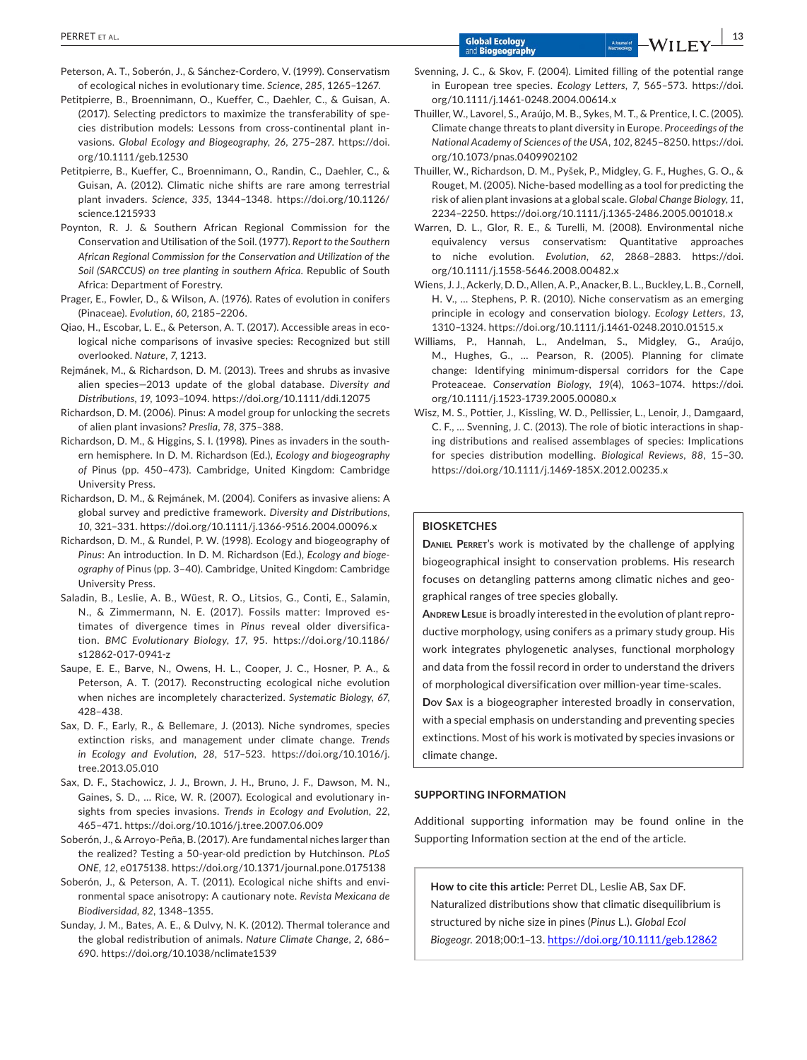Peterson, A. T., Soberón, J., & Sánchez-Cordero, V. (1999). Conservatism of ecological niches in evolutionary time. *Science*, *285*, 1265–1267.

Petitpierre, B., Broennimann, O., Kueffer, C., Daehler, C., & Guisan, A. (2017). Selecting predictors to maximize the transferability of species distribution models: Lessons from cross-continental plant invasions. *Global Ecology and Biogeography*, *26*, 275–287. https://doi.org/10.1111/geb.12530

Petitpierre, B., Kueffer, C., Broennimann, O., Randin, C., Daehler, C., & Guisan, A. (2012). Climatic niche shifts are rare among terrestrial plant invaders. *Science*, *335*, 1344–1348. https://doi.org/10.1126/science.1215933

Poynton, R. J. & Southern African Regional Commission for the Conservation and Utilisation of the Soil. (1977). *Report to the Southern African Regional Commission for the Conservation and Utilization of the Soil (SARCCUS) on tree planting in southern Africa*. Republic of South Africa: Department of Forestry.

Prager, E., Fowler, D., & Wilson, A. (1976). Rates of evolution in conifers (Pinaceae). *Evolution*, *60*, 2185–2206.

Qiao, H., Escobar, L. E., & Peterson, A. T. (2017). Accessible areas in ecological niche comparisons of invasive species: Recognized but still overlooked. *Nature*, *7*, 1213.

Rejmánek, M., & Richardson, D. M. (2013). Trees and shrubs as invasive alien species—2013 update of the global database. *Diversity and Distributions*, *19*, 1093–1094. https://doi.org/10.1111/ddi.12075

Richardson, D. M. (2006). Pinus: A model group for unlocking the secrets of alien plant invasions? *Preslia*, *78*, 375–388.

Richardson, D. M., & Higgins, S. I. (1998). Pines as invaders in the southern hemisphere. In D. M. Richardson (Ed.), *Ecology and biogeography of* Pinus (pp. 450–473). Cambridge, United Kingdom: Cambridge University Press.

Richardson, D. M., & Rejmánek, M. (2004). Conifers as invasive aliens: A global survey and predictive framework. *Diversity and Distributions*, *10*, 321–331. https://doi.org/10.1111/j.1366-9516.2004.00096.x

Richardson, D. M., & Rundel, P. W. (1998). Ecology and biogeography of *Pinus*: An introduction. In D. M. Richardson (Ed.), *Ecology and biogeography of* Pinus (pp. 3–40). Cambridge, United Kingdom: Cambridge University Press.

Saladin, B., Leslie, A. B., Wüest, R. O., Litsios, G., Conti, E., Salamin, N., & Zimmermann, N. E. (2017). Fossils matter: Improved estimates of divergence times in *Pinus* reveal older diversification. *BMC Evolutionary Biology*, *17*, 95. https://doi.org/10.1186/s12862-017-0941-z

Saupe, E. E., Barve, N., Owens, H. L., Cooper, J. C., Hosner, P. A., & Peterson, A. T. (2017). Reconstructing ecological niche evolution when niches are incompletely characterized. *Systematic Biology*, *67*, 428–438.

Sax, D. F., Early, R., & Bellemare, J. (2013). Niche syndromes, species extinction risks, and management under climate change. *Trends in Ecology and Evolution*, *28*, 517–523. https://doi.org/10.1016/j.tree.2013.05.010

Sax, D. F., Stachowicz, J. J., Brown, J. H., Bruno, J. F., Dawson, M. N., Gaines, S. D., … Rice, W. R. (2007). Ecological and evolutionary insights from species invasions. *Trends in Ecology and Evolution*, *22*, 465–471. https://doi.org/10.1016/j.tree.2007.06.009

Soberón, J., & Arroyo-Peña, B. (2017). Are fundamental niches larger than the realized? Testing a 50-year-old prediction by Hutchinson. *PLoS ONE*, *12*, e0175138. https://doi.org/10.1371/journal.pone.0175138

Soberón, J., & Peterson, A. T. (2011). Ecological niche shifts and environmental space anisotropy: A cautionary note. *Revista Mexicana de Biodiversidad*, *82*, 1348–1355.

Sunday, J. M., Bates, A. E., & Dulvy, N. K. (2012). Thermal tolerance and the global redistribution of animals. *Nature Climate Change*, *2*, 686–690. https://doi.org/10.1038/nclimate1539

Svenning, J. C., & Skov, F. (2004). Limited filling of the potential range in European tree species. *Ecology Letters*, *7*, 565–573. https://doi.org/10.1111/j.1461-0248.2004.00614.x

Thuiller, W., Lavorel, S., Araújo, M. B., Sykes, M. T., & Prentice, I. C. (2005). Climate change threats to plant diversity in Europe. *Proceedings of the National Academy of Sciences of the USA*, *102*, 8245–8250. https://doi.org/10.1073/pnas.0409902102

Thuiller, W., Richardson, D. M., Pyšek, P., Midgley, G. F., Hughes, G. O., & Rouget, M. (2005). Niche-based modelling as a tool for predicting the risk of alien plant invasions at a global scale. *Global Change Biology*, *11*, 2234–2250. https://doi.org/10.1111/j.1365-2486.2005.001018.x

Warren, D. L., Glor, R. E., & Turelli, M. (2008). Environmental niche equivalency versus conservatism: Quantitative approaches to niche evolution. *Evolution*, *62*, 2868–2883. https://doi.org/10.1111/j.1558-5646.2008.00482.x

Wiens, J. J., Ackerly, D. D., Allen, A. P., Anacker, B. L., Buckley, L. B., Cornell, H. V., … Stephens, P. R. (2010). Niche conservatism as an emerging principle in ecology and conservation biology. *Ecology Letters*, *13*, 1310–1324. https://doi.org/10.1111/j.1461-0248.2010.01515.x

Williams, P., Hannah, L., Andelman, S., Midgley, G., Araújo, M., Hughes, G., … Pearson, R. (2005). Planning for climate change: Identifying minimum-dispersal corridors for the Cape Proteaceae. *Conservation Biology*, *19*(4), 1063–1074. https://doi.org/10.1111/j.1523-1739.2005.00080.x

Wisz, M. S., Pottier, J., Kissling, W. D., Pellissier, L., Lenoir, J., Damgaard, C. F., … Svenning, J. C. (2013). The role of biotic interactions in shaping distributions and realised assemblages of species: Implications for species distribution modelling. *Biological Reviews*, *88*, 15–30. https://doi.org/10.1111/j.1469-185X.2012.00235.x

## BIOSKETCHES

**Daniel Perret**'s work is motivated by the challenge of applying biogeographical insight to conservation problems. His research focuses on detangling patterns among climatic niches and geographical ranges of tree species globally.

**Andrew Leslie** is broadly interested in the evolution of plant reproductive morphology, using conifers as a primary study group. His work integrates phylogenetic analyses, functional morphology and data from the fossil record in order to understand the drivers of morphological diversification over million-year time-scales.

**Dov Sax** is a biogeographer interested broadly in conservation, with a special emphasis on understanding and preventing species extinctions. Most of his work is motivated by species invasions or climate change.

## SUPPORTING INFORMATION

Additional supporting information may be found online in the Supporting Information section at the end of the article.

**How to cite this article:** Perret DL, Leslie AB, Sax DF. Naturalized distributions show that climatic disequilibrium is structured by niche size in pines (*Pinus* L.). *Global Ecol Biogeogr.* 2018;00:1–13. https://doi.org/10.1111/geb.12862